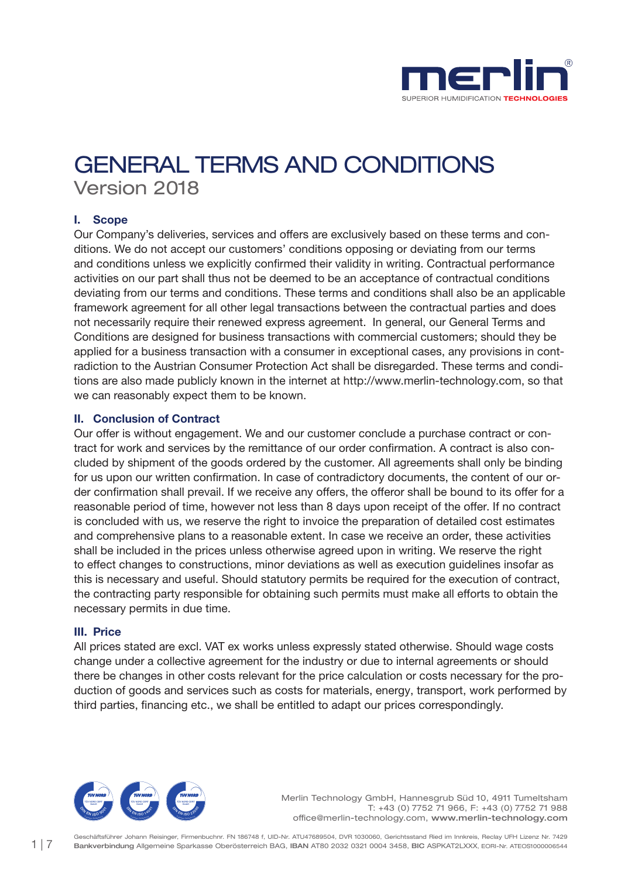# GENERAL TERMS AND CONDITIONS

Version 2018

## I. Scope

Our Company's deliveries, services and offers are exclusively based on these terms and conditions. We do not accept our customers' conditions opposing or deviating from our terms and conditions unless we explicitly confirmed their validity in writing. Contractual performance activities on our part shall thus not be deemed to be an acceptance of contractual conditions deviating from our terms and conditions. These terms and conditions shall also be an applicable framework agreement for all other legal transactions between the contractual parties and does not necessarily require their renewed express agreement. In general, our General Terms and Conditions are designed for business transactions with commercial customers; should they be applied for a business transaction with a consumer in exceptional cases, any provisions in contradiction to the Austrian Consumer Protection Act shall be disregarded. These terms and conditions are also made publicly known in the internet at http://www.merlin-technology.com, so that we can reasonably expect them to be known.

## II. Conclusion of Contract

Our offer is without engagement. We and our customer conclude a purchase contract or contract for work and services by the remittance of our order confirmation. A contract is also concluded by shipment of the goods ordered by the customer. All agreements shall only be binding for us upon our written confirmation. In case of contradictory documents, the content of our order confirmation shall prevail. If we receive any offers, the offeror shall be bound to its offer for a reasonable period of time, however not less than 8 days upon receipt of the offer. If no contract is concluded with us, we reserve the right to invoice the preparation of detailed cost estimates and comprehensive plans to a reasonable extent. In case we receive an order, these activities shall be included in the prices unless otherwise agreed upon in writing. We reserve the right to effect changes to constructions, minor deviations as well as execution guidelines insofar as this is necessary and useful. Should statutory permits be required for the execution of contract, the contracting party responsible for obtaining such permits must make all efforts to obtain the necessary permits in due time.

## III. Price

All prices stated are excl. VAT ex works unless expressly stated otherwise. Should wage costs change under a collective agreement for the industry or due to internal agreements or should there be changes in other costs relevant for the price calculation or costs necessary for the production of goods and services such as costs for materials, energy, transport, work performed by third parties, financing etc., we shall be entitled to adapt our prices correspondingly.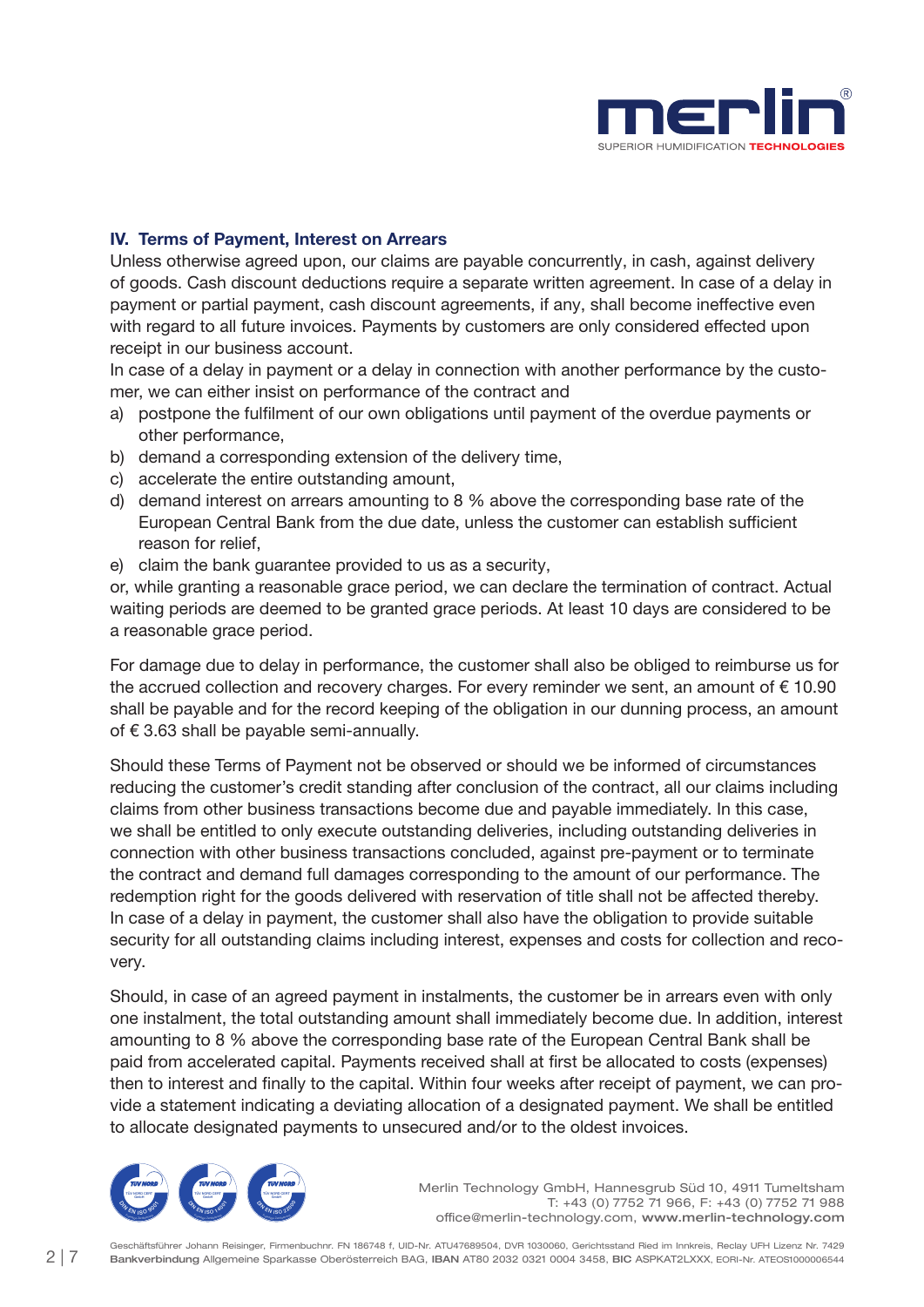## IV. Terms of Payment, Interest on Arrears

Unless otherwise agreed upon, our claims are payable concurrently, in cash, against delivery of goods. Cash discount deductions require a separate written agreement. In case of a delay in payment or partial payment, cash discount agreements, if any, shall become ineffective even with regard to all future invoices. Payments by customers are only considered effected upon receipt in our business account.

In case of a delay in payment or a delay in connection with another performance by the customer, we can either insist on performance of the contract and

a) postpone the fulfilment of our own obligations until payment of the overdue payments or other performance,
b) demand a corresponding extension of the delivery time,
c) accelerate the entire outstanding amount,
d) demand interest on arrears amounting to 8 % above the corresponding base rate of the European Central Bank from the due date, unless the customer can establish sufficient reason for relief,
e) claim the bank guarantee provided to us as a security,

or, while granting a reasonable grace period, we can declare the termination of contract. Actual waiting periods are deemed to be granted grace periods. At least 10 days are considered to be a reasonable grace period.

For damage due to delay in performance, the customer shall also be obliged to reimburse us for the accrued collection and recovery charges. For every reminder we sent, an amount of € 10.90 shall be payable and for the record keeping of the obligation in our dunning process, an amount of € 3.63 shall be payable semi-annually.

Should these Terms of Payment not be observed or should we be informed of circumstances reducing the customer's credit standing after conclusion of the contract, all our claims including claims from other business transactions become due and payable immediately. In this case, we shall be entitled to only execute outstanding deliveries, including outstanding deliveries in connection with other business transactions concluded, against pre-payment or to terminate the contract and demand full damages corresponding to the amount of our performance. The redemption right for the goods delivered with reservation of title shall not be affected thereby. In case of a delay in payment, the customer shall also have the obligation to provide suitable security for all outstanding claims including interest, expenses and costs for collection and recovery.

Should, in case of an agreed payment in instalments, the customer be in arrears even with only one instalment, the total outstanding amount shall immediately become due. In addition, interest amounting to 8 % above the corresponding base rate of the European Central Bank shall be paid from accelerated capital. Payments received shall at first be allocated to costs (expenses) then to interest and finally to the capital. Within four weeks after receipt of payment, we can provide a statement indicating a deviating allocation of a designated payment. We shall be entitled to allocate designated payments to unsecured and/or to the oldest invoices.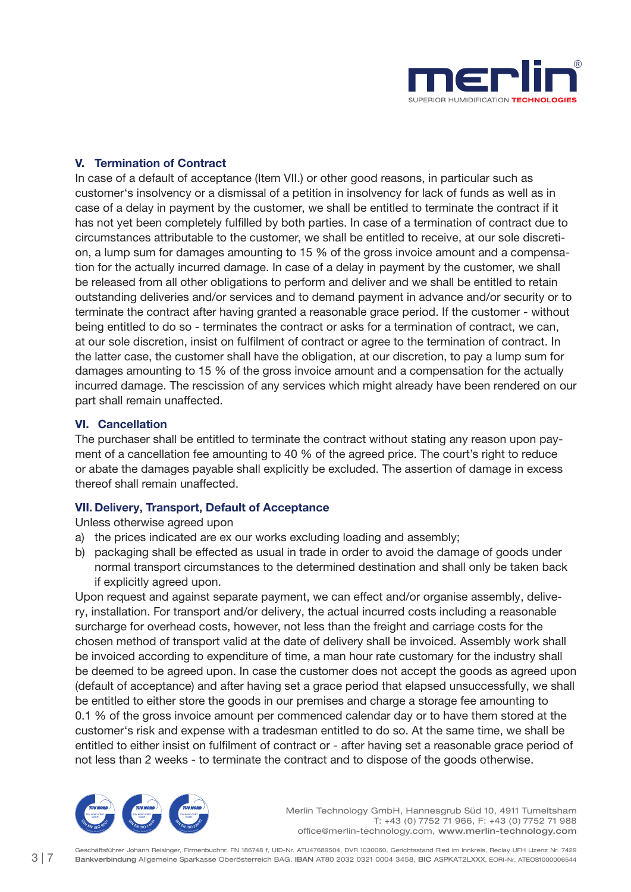## V. Termination of Contract

In case of a default of acceptance (Item VII.) or other good reasons, in particular such as customer's insolvency or a dismissal of a petition in insolvency for lack of funds as well as in case of a delay in payment by the customer, we shall be entitled to terminate the contract if it has not yet been completely fulfilled by both parties. In case of a termination of contract due to circumstances attributable to the customer, we shall be entitled to receive, at our sole discretion, a lump sum for damages amounting to 15 % of the gross invoice amount and a compensation for the actually incurred damage. In case of a delay in payment by the customer, we shall be released from all other obligations to perform and deliver and we shall be entitled to retain outstanding deliveries and/or services and to demand payment in advance and/or security or to terminate the contract after having granted a reasonable grace period. If the customer - without being entitled to do so - terminates the contract or asks for a termination of contract, we can, at our sole discretion, insist on fulfilment of contract or agree to the termination of contract. In the latter case, the customer shall have the obligation, at our discretion, to pay a lump sum for damages amounting to 15 % of the gross invoice amount and a compensation for the actually incurred damage. The rescission of any services which might already have been rendered on our part shall remain unaffected.

## VI. Cancellation

The purchaser shall be entitled to terminate the contract without stating any reason upon payment of a cancellation fee amounting to 40 % of the agreed price. The court's right to reduce or abate the damages payable shall explicitly be excluded. The assertion of damage in excess thereof shall remain unaffected.

## VII. Delivery, Transport, Default of Acceptance

Unless otherwise agreed upon

a) the prices indicated are ex our works excluding loading and assembly;
b) packaging shall be effected as usual in trade in order to avoid the damage of goods under normal transport circumstances to the determined destination and shall only be taken back if explicitly agreed upon.

Upon request and against separate payment, we can effect and/or organise assembly, delivery, installation. For transport and/or delivery, the actual incurred costs including a reasonable surcharge for overhead costs, however, not less than the freight and carriage costs for the chosen method of transport valid at the date of delivery shall be invoiced. Assembly work shall be invoiced according to expenditure of time, a man hour rate customary for the industry shall be deemed to be agreed upon. In case the customer does not accept the goods as agreed upon (default of acceptance) and after having set a grace period that elapsed unsuccessfully, we shall be entitled to either store the goods in our premises and charge a storage fee amounting to 0.1 % of the gross invoice amount per commenced calendar day or to have them stored at the customer's risk and expense with a tradesman entitled to do so. At the same time, we shall be entitled to either insist on fulfilment of contract or - after having set a reasonable grace period of not less than 2 weeks - to terminate the contract and to dispose of the goods otherwise.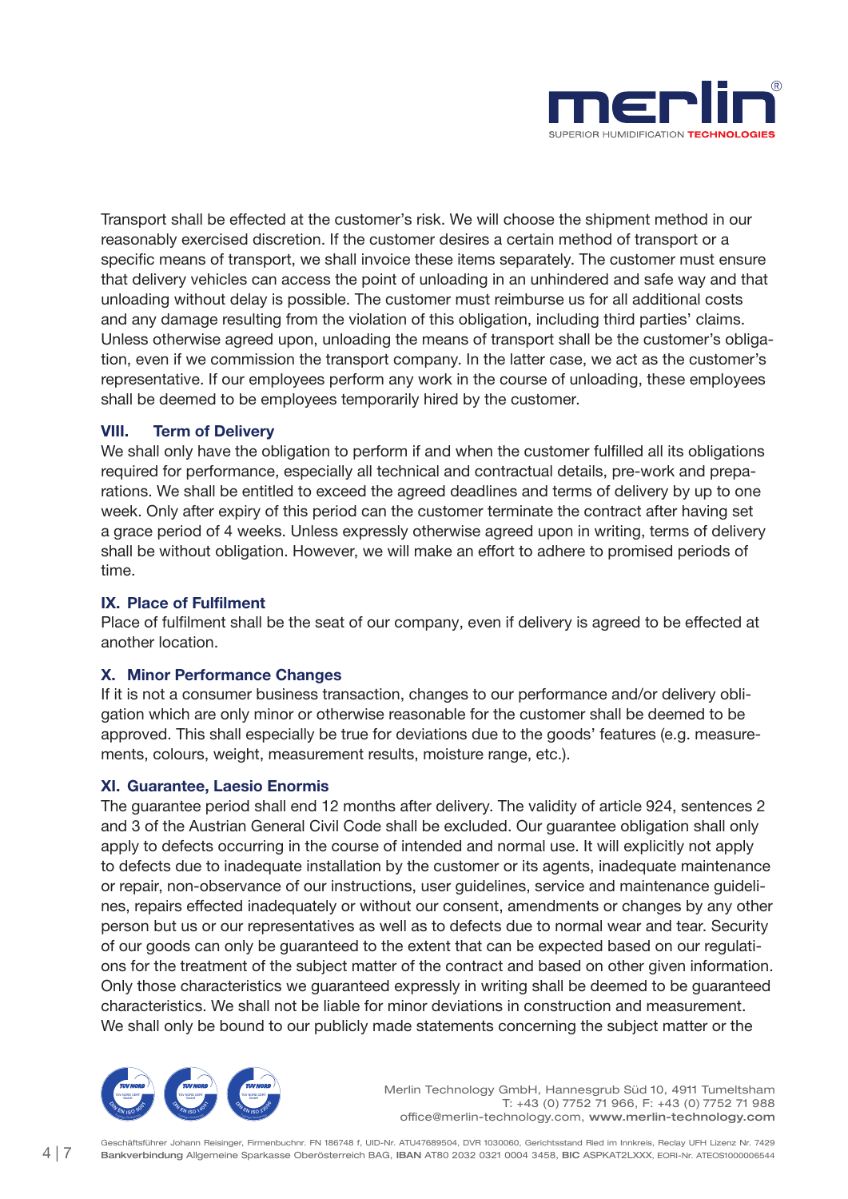Transport shall be effected at the customer's risk. We will choose the shipment method in our reasonably exercised discretion. If the customer desires a certain method of transport or a specific means of transport, we shall invoice these items separately. The customer must ensure that delivery vehicles can access the point of unloading in an unhindered and safe way and that unloading without delay is possible. The customer must reimburse us for all additional costs and any damage resulting from the violation of this obligation, including third parties' claims. Unless otherwise agreed upon, unloading the means of transport shall be the customer's obligation, even if we commission the transport company. In the latter case, we act as the customer's representative. If our employees perform any work in the course of unloading, these employees shall be deemed to be employees temporarily hired by the customer.

### VIII. Term of Delivery

We shall only have the obligation to perform if and when the customer fulfilled all its obligations required for performance, especially all technical and contractual details, pre-work and preparations. We shall be entitled to exceed the agreed deadlines and terms of delivery by up to one week. Only after expiry of this period can the customer terminate the contract after having set a grace period of 4 weeks. Unless expressly otherwise agreed upon in writing, terms of delivery shall be without obligation. However, we will make an effort to adhere to promised periods of time.

### IX. Place of Fulfilment

Place of fulfilment shall be the seat of our company, even if delivery is agreed to be effected at another location.

### X. Minor Performance Changes

If it is not a consumer business transaction, changes to our performance and/or delivery obligation which are only minor or otherwise reasonable for the customer shall be deemed to be approved. This shall especially be true for deviations due to the goods' features (e.g. measurements, colours, weight, measurement results, moisture range, etc.).

### XI. Guarantee, Laesio Enormis

The guarantee period shall end 12 months after delivery. The validity of article 924, sentences 2 and 3 of the Austrian General Civil Code shall be excluded. Our guarantee obligation shall only apply to defects occurring in the course of intended and normal use. It will explicitly not apply to defects due to inadequate installation by the customer or its agents, inadequate maintenance or repair, non-observance of our instructions, user guidelines, service and maintenance guidelines, repairs effected inadequately or without our consent, amendments or changes by any other person but us or our representatives as well as to defects due to normal wear and tear. Security of our goods can only be guaranteed to the extent that can be expected based on our regulations for the treatment of the subject matter of the contract and based on other given information. Only those characteristics we guaranteed expressly in writing shall be deemed to be guaranteed characteristics. We shall not be liable for minor deviations in construction and measurement. We shall only be bound to our publicly made statements concerning the subject matter or the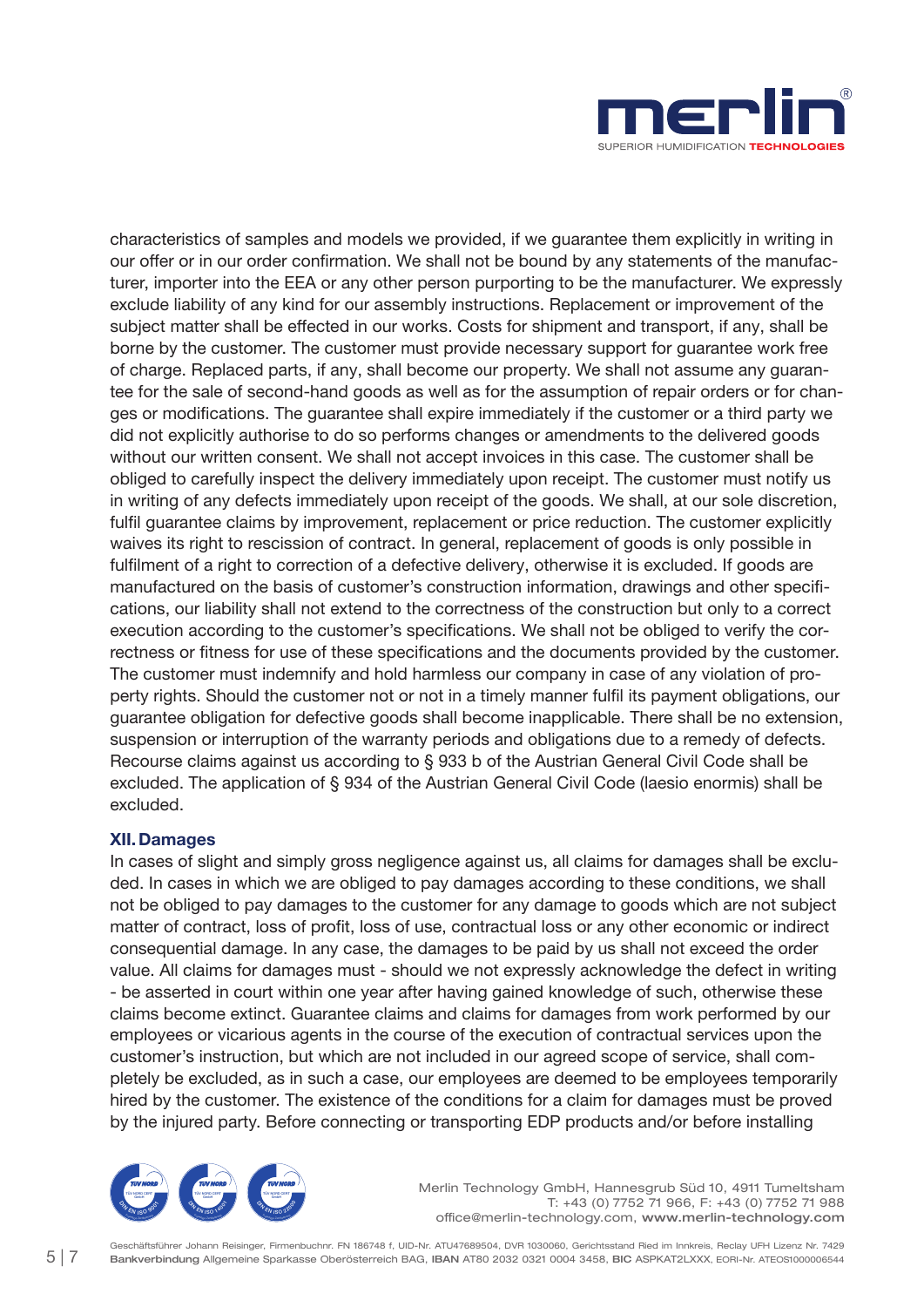characteristics of samples and models we provided, if we guarantee them explicitly in writing in our offer or in our order confirmation. We shall not be bound by any statements of the manufacturer, importer into the EEA or any other person purporting to be the manufacturer. We expressly exclude liability of any kind for our assembly instructions. Replacement or improvement of the subject matter shall be effected in our works. Costs for shipment and transport, if any, shall be borne by the customer. The customer must provide necessary support for guarantee work free of charge. Replaced parts, if any, shall become our property. We shall not assume any guarantee for the sale of second-hand goods as well as for the assumption of repair orders or for changes or modifications. The guarantee shall expire immediately if the customer or a third party we did not explicitly authorise to do so performs changes or amendments to the delivered goods without our written consent. We shall not accept invoices in this case. The customer shall be obliged to carefully inspect the delivery immediately upon receipt. The customer must notify us in writing of any defects immediately upon receipt of the goods. We shall, at our sole discretion, fulfil guarantee claims by improvement, replacement or price reduction. The customer explicitly waives its right to rescission of contract. In general, replacement of goods is only possible in fulfilment of a right to correction of a defective delivery, otherwise it is excluded. If goods are manufactured on the basis of customer's construction information, drawings and other specifications, our liability shall not extend to the correctness of the construction but only to a correct execution according to the customer's specifications. We shall not be obliged to verify the correctness or fitness for use of these specifications and the documents provided by the customer. The customer must indemnify and hold harmless our company in case of any violation of property rights. Should the customer not or not in a timely manner fulfil its payment obligations, our guarantee obligation for defective goods shall become inapplicable. There shall be no extension, suspension or interruption of the warranty periods and obligations due to a remedy of defects. Recourse claims against us according to § 933 b of the Austrian General Civil Code shall be excluded. The application of § 934 of the Austrian General Civil Code (laesio enormis) shall be excluded.

### XII. Damages

In cases of slight and simply gross negligence against us, all claims for damages shall be excluded. In cases in which we are obliged to pay damages according to these conditions, we shall not be obliged to pay damages to the customer for any damage to goods which are not subject matter of contract, loss of profit, loss of use, contractual loss or any other economic or indirect consequential damage. In any case, the damages to be paid by us shall not exceed the order value. All claims for damages must - should we not expressly acknowledge the defect in writing - be asserted in court within one year after having gained knowledge of such, otherwise these claims become extinct. Guarantee claims and claims for damages from work performed by our employees or vicarious agents in the course of the execution of contractual services upon the customer's instruction, but which are not included in our agreed scope of service, shall completely be excluded, as in such a case, our employees are deemed to be employees temporarily hired by the customer. The existence of the conditions for a claim for damages must be proved by the injured party. Before connecting or transporting EDP products and/or before installing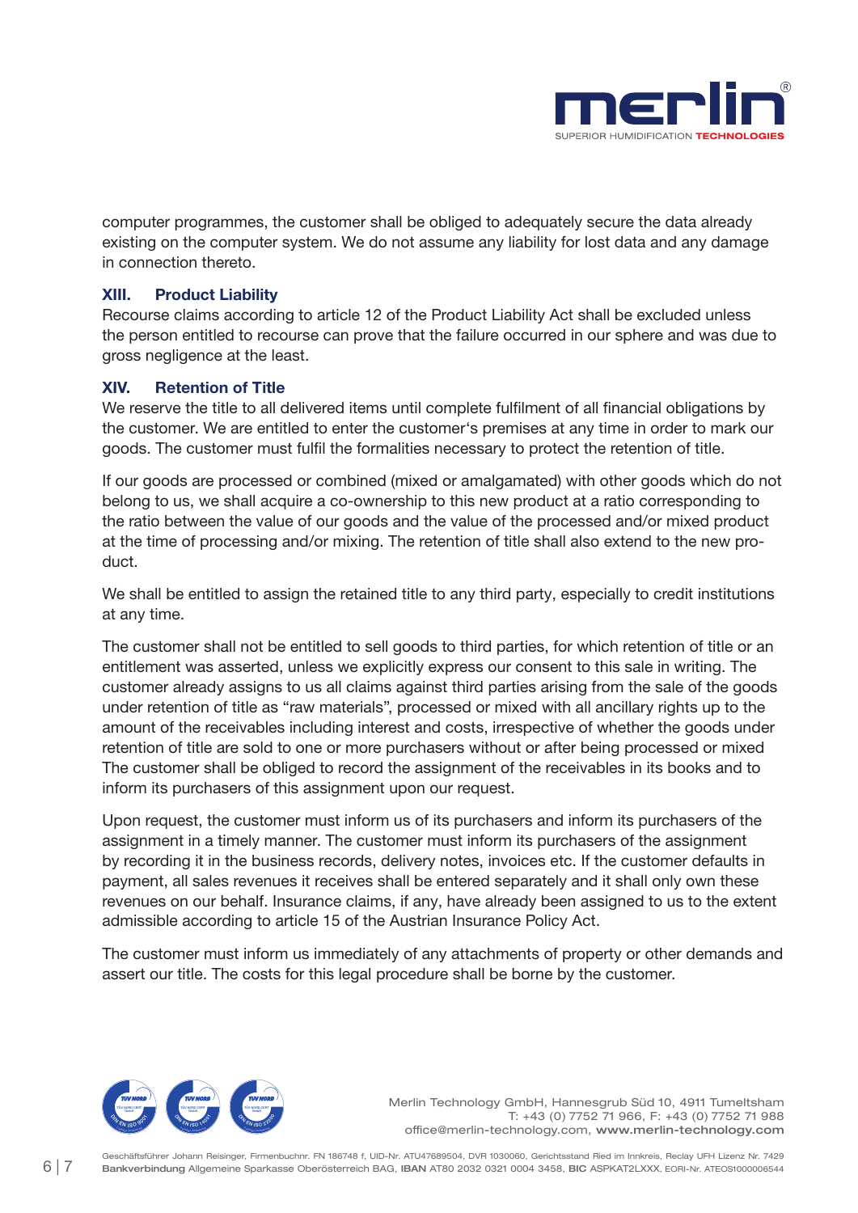computer programmes, the customer shall be obliged to adequately secure the data already existing on the computer system. We do not assume any liability for lost data and any damage in connection thereto.

## XIII. Product Liability

Recourse claims according to article 12 of the Product Liability Act shall be excluded unless the person entitled to recourse can prove that the failure occurred in our sphere and was due to gross negligence at the least.

## XIV. Retention of Title

We reserve the title to all delivered items until complete fulfilment of all financial obligations by the customer. We are entitled to enter the customer‘s premises at any time in order to mark our goods. The customer must fulfil the formalities necessary to protect the retention of title.

If our goods are processed or combined (mixed or amalgamated) with other goods which do not belong to us, we shall acquire a co-ownership to this new product at a ratio corresponding to the ratio between the value of our goods and the value of the processed and/or mixed product at the time of processing and/or mixing. The retention of title shall also extend to the new product.

We shall be entitled to assign the retained title to any third party, especially to credit institutions at any time.

The customer shall not be entitled to sell goods to third parties, for which retention of title or an entitlement was asserted, unless we explicitly express our consent to this sale in writing. The customer already assigns to us all claims against third parties arising from the sale of the goods under retention of title as “raw materials”, processed or mixed with all ancillary rights up to the amount of the receivables including interest and costs, irrespective of whether the goods under retention of title are sold to one or more purchasers without or after being processed or mixed The customer shall be obliged to record the assignment of the receivables in its books and to inform its purchasers of this assignment upon our request.

Upon request, the customer must inform us of its purchasers and inform its purchasers of the assignment in a timely manner. The customer must inform its purchasers of the assignment by recording it in the business records, delivery notes, invoices etc. If the customer defaults in payment, all sales revenues it receives shall be entered separately and it shall only own these revenues on our behalf. Insurance claims, if any, have already been assigned to us to the extent admissible according to article 15 of the Austrian Insurance Policy Act.

The customer must inform us immediately of any attachments of property or other demands and assert our title. The costs for this legal procedure shall be borne by the customer.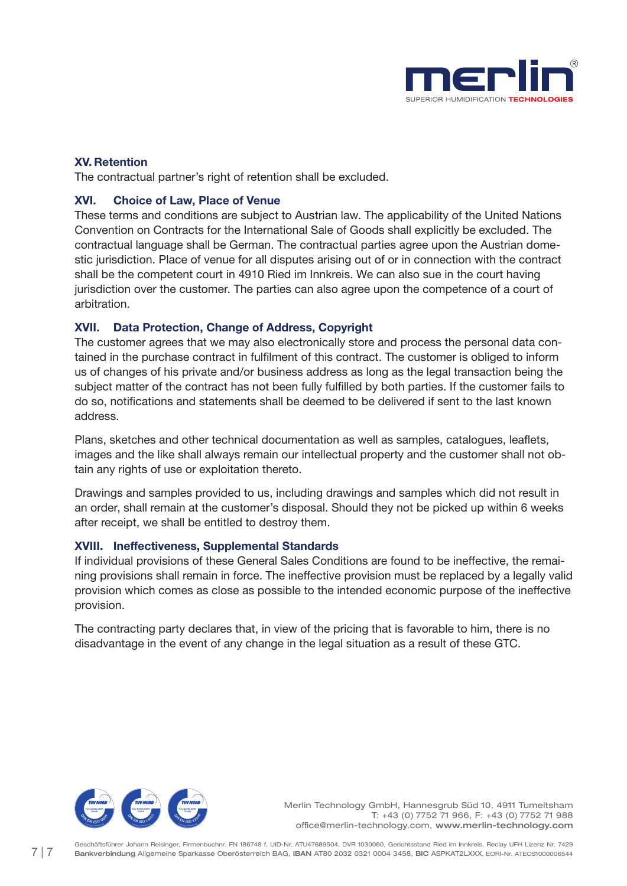## XV. Retention

The contractual partner's right of retention shall be excluded.

## XVI. Choice of Law, Place of Venue

These terms and conditions are subject to Austrian law. The applicability of the United Nations Convention on Contracts for the International Sale of Goods shall explicitly be excluded. The contractual language shall be German. The contractual parties agree upon the Austrian domestic jurisdiction. Place of venue for all disputes arising out of or in connection with the contract shall be the competent court in 4910 Ried im Innkreis. We can also sue in the court having jurisdiction over the customer. The parties can also agree upon the competence of a court of arbitration.

## XVII. Data Protection, Change of Address, Copyright

The customer agrees that we may also electronically store and process the personal data contained in the purchase contract in fulfilment of this contract. The customer is obliged to inform us of changes of his private and/or business address as long as the legal transaction being the subject matter of the contract has not been fully fulfilled by both parties. If the customer fails to do so, notifications and statements shall be deemed to be delivered if sent to the last known address.

Plans, sketches and other technical documentation as well as samples, catalogues, leaflets, images and the like shall always remain our intellectual property and the customer shall not obtain any rights of use or exploitation thereto.

Drawings and samples provided to us, including drawings and samples which did not result in an order, shall remain at the customer's disposal. Should they not be picked up within 6 weeks after receipt, we shall be entitled to destroy them.

## XVIII. Ineffectiveness, Supplemental Standards

If individual provisions of these General Sales Conditions are found to be ineffective, the remaining provisions shall remain in force. The ineffective provision must be replaced by a legally valid provision which comes as close as possible to the intended economic purpose of the ineffective provision.

The contracting party declares that, in view of the pricing that is favorable to him, there is no disadvantage in the event of any change in the legal situation as a result of these GTC.

Merlin Technology GmbH, Hannesgrub Süd 10, 4911 Tumeltsham
T: +43 (0) 7752 71 966, F: +43 (0) 7752 71 988
office@merlin-technology.com, **www.merlin-technology.com**

Geschäftsführer Johann Reisinger, Firmenbuchnr. FN 186748 f, UID-Nr. ATU47689504, DVR 1030060, Gerichtsstand Ried im Innkreis, Reclay UFH Lizenz Nr. 7429
**Bankverbindung** Allgemeine Sparkasse Oberösterreich BAG, **IBAN** AT80 2032 0321 0004 3458, **BIC** ASPKAT2LXXX, EORI-Nr. ATEOS1000006544